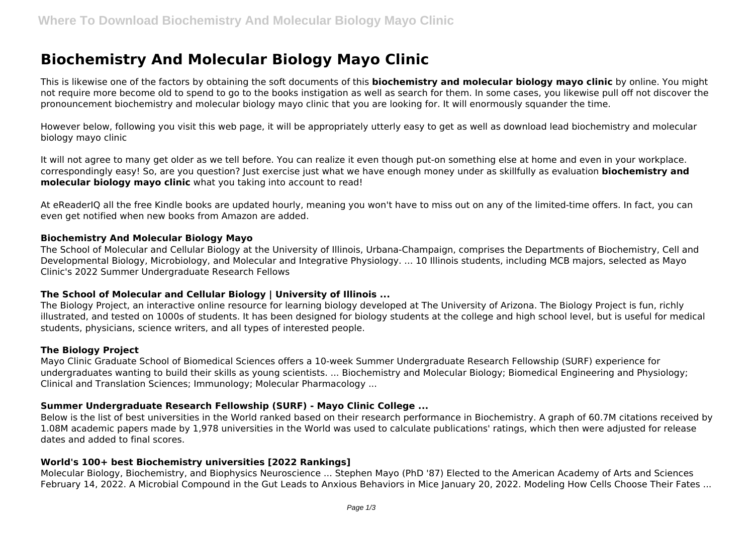# Biochemistry And Molecular Biology Mayo Clinic

This is likewise one of the factors by obtaining the soft documents of this **biochemistry and molecular biology mayo clinic** by online. You might not require more become old to spend to go to the books instigation as well as search for them. In some cases, you likewise pull off not discover the pronouncement biochemistry and molecular biology mayo clinic that you are looking for. It will enormously squander the time.

However below, following you visit this web page, it will be appropriately utterly easy to get as well as download lead biochemistry and molecular biology mayo clinic

It will not agree to many get older as we tell before. You can realize it even though put-on something else at home and even in your workplace. correspondingly easy! So, are you question? Just exercise just what we have enough money under as skillfully as evaluation **biochemistry and molecular biology mayo clinic** what you taking into account to read!

At eReaderIQ all the free Kindle books are updated hourly, meaning you won't have to miss out on any of the limited-time offers. In fact, you can even get notified when new books from Amazon are added.

### Biochemistry And Molecular Biology Mayo

The School of Molecular and Cellular Biology at the University of Illinois, Urbana-Champaign, comprises the Departments of Biochemistry, Cell and Developmental Biology, Microbiology, and Molecular and Integrative Physiology. ... 10 Illinois students, including MCB majors, selected as Mayo Clinic's 2022 Summer Undergraduate Research Fellows

### The School of Molecular and Cellular Biology | University of Illinois ...

The Biology Project, an interactive online resource for learning biology developed at The University of Arizona. The Biology Project is fun, richly illustrated, and tested on 1000s of students. It has been designed for biology students at the college and high school level, but is useful for medical students, physicians, science writers, and all types of interested people.

### The Biology Project

Mayo Clinic Graduate School of Biomedical Sciences offers a 10-week Summer Undergraduate Research Fellowship (SURF) experience for undergraduates wanting to build their skills as young scientists. ... Biochemistry and Molecular Biology; Biomedical Engineering and Physiology; Clinical and Translation Sciences; Immunology; Molecular Pharmacology ...

### Summer Undergraduate Research Fellowship (SURF) - Mayo Clinic College ...

Below is the list of best universities in the World ranked based on their research performance in Biochemistry. A graph of 60.7M citations received by 1.08M academic papers made by 1,978 universities in the World was used to calculate publications' ratings, which then were adjusted for release dates and added to final scores.

### World's 100+ best Biochemistry universities [2022 Rankings]

Molecular Biology, Biochemistry, and Biophysics Neuroscience ... Stephen Mayo (PhD '87) Elected to the American Academy of Arts and Sciences February 14, 2022. A Microbial Compound in the Gut Leads to Anxious Behaviors in Mice January 20, 2022. Modeling How Cells Choose Their Fates ...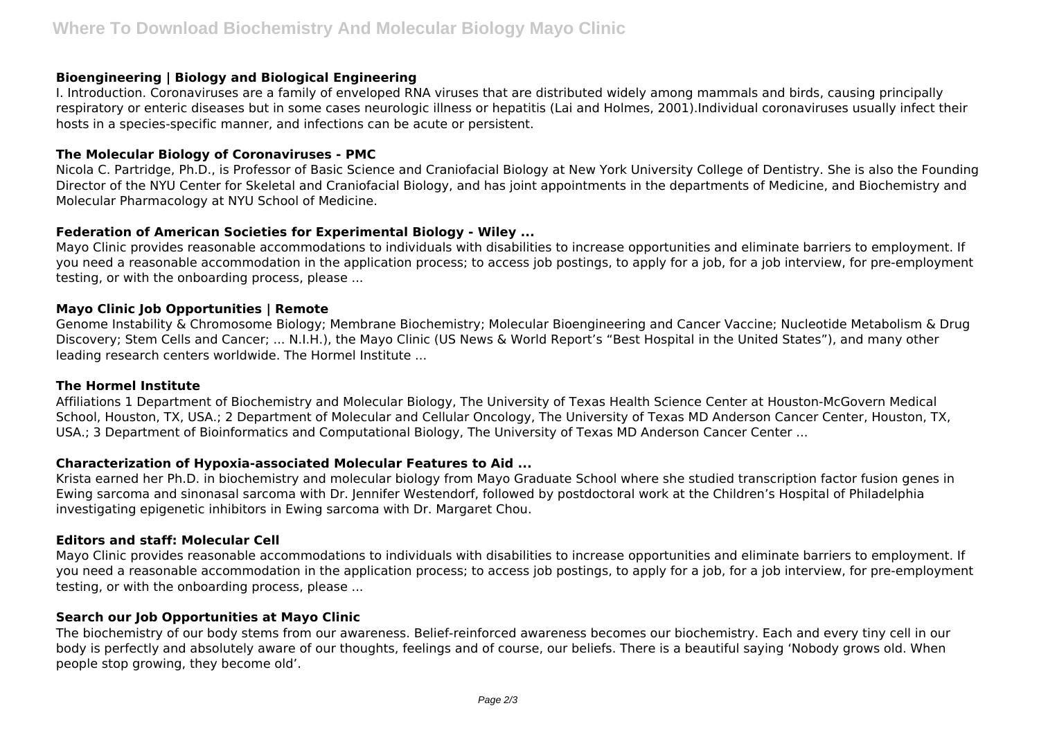### Bioengineering | Biology and Biological Engineering

I. Introduction. Coronaviruses are a family of enveloped RNA viruses that are distributed widely among mammals and birds, causing principally respiratory or enteric diseases but in some cases neurologic illness or hepatitis (Lai and Holmes, 2001).Individual coronaviruses usually infect their hosts in a species-specific manner, and infections can be acute or persistent.

### The Molecular Biology of Coronaviruses - PMC

Nicola C. Partridge, Ph.D., is Professor of Basic Science and Craniofacial Biology at New York University College of Dentistry. She is also the Founding Director of the NYU Center for Skeletal and Craniofacial Biology, and has joint appointments in the departments of Medicine, and Biochemistry and Molecular Pharmacology at NYU School of Medicine.

### Federation of American Societies for Experimental Biology - Wiley ...

Mayo Clinic provides reasonable accommodations to individuals with disabilities to increase opportunities and eliminate barriers to employment. If you need a reasonable accommodation in the application process; to access job postings, to apply for a job, for a job interview, for pre-employment testing, or with the onboarding process, please ...

### Mayo Clinic Job Opportunities | Remote

Genome Instability & Chromosome Biology; Membrane Biochemistry; Molecular Bioengineering and Cancer Vaccine; Nucleotide Metabolism & Drug Discovery; Stem Cells and Cancer; ... N.I.H.), the Mayo Clinic (US News & World Report's "Best Hospital in the United States"), and many other leading research centers worldwide. The Hormel Institute ...

### The Hormel Institute

Affiliations 1 Department of Biochemistry and Molecular Biology, The University of Texas Health Science Center at Houston-McGovern Medical School, Houston, TX, USA.; 2 Department of Molecular and Cellular Oncology, The University of Texas MD Anderson Cancer Center, Houston, TX, USA.; 3 Department of Bioinformatics and Computational Biology, The University of Texas MD Anderson Cancer Center ...

### Characterization of Hypoxia-associated Molecular Features to Aid ...

Krista earned her Ph.D. in biochemistry and molecular biology from Mayo Graduate School where she studied transcription factor fusion genes in Ewing sarcoma and sinonasal sarcoma with Dr. Jennifer Westendorf, followed by postdoctoral work at the Children's Hospital of Philadelphia investigating epigenetic inhibitors in Ewing sarcoma with Dr. Margaret Chou.

### Editors and staff: Molecular Cell

Mayo Clinic provides reasonable accommodations to individuals with disabilities to increase opportunities and eliminate barriers to employment. If you need a reasonable accommodation in the application process; to access job postings, to apply for a job, for a job interview, for pre-employment testing, or with the onboarding process, please ...

### Search our Job Opportunities at Mayo Clinic

The biochemistry of our body stems from our awareness. Belief-reinforced awareness becomes our biochemistry. Each and every tiny cell in our body is perfectly and absolutely aware of our thoughts, feelings and of course, our beliefs. There is a beautiful saying 'Nobody grows old. When people stop growing, they become old'.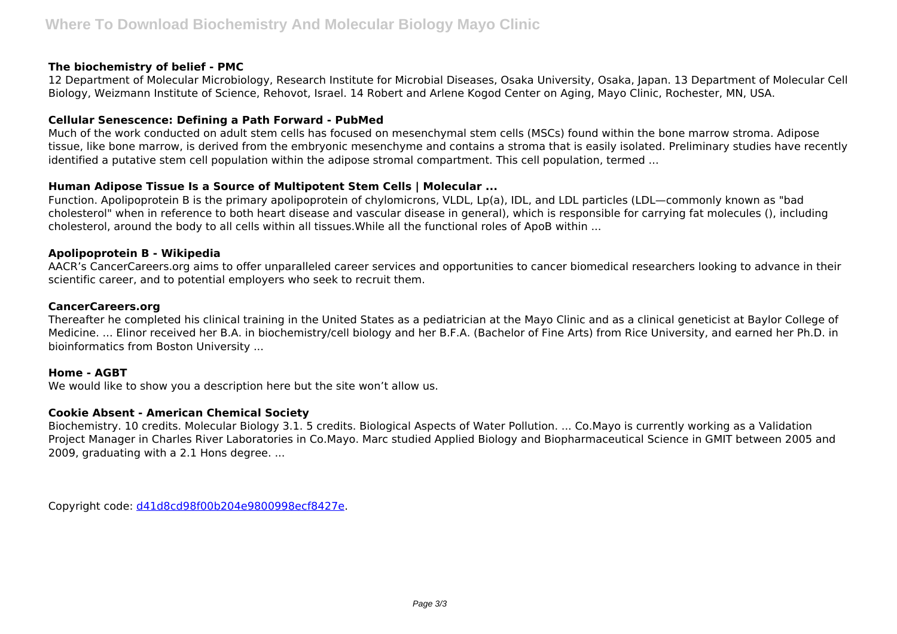**The biochemistry of belief - PMC**

12 Department of Molecular Microbiology, Research Institute for Microbial Diseases, Osaka University, Osaka, Japan. 13 Department of Molecular Cell Biology, Weizmann Institute of Science, Rehovot, Israel. 14 Robert and Arlene Kogod Center on Aging, Mayo Clinic, Rochester, MN, USA.

**Cellular Senescence: Defining a Path Forward - PubMed**

Much of the work conducted on adult stem cells has focused on mesenchymal stem cells (MSCs) found within the bone marrow stroma. Adipose tissue, like bone marrow, is derived from the embryonic mesenchyme and contains a stroma that is easily isolated. Preliminary studies have recently identified a putative stem cell population within the adipose stromal compartment. This cell population, termed ...

**Human Adipose Tissue Is a Source of Multipotent Stem Cells | Molecular ...**

Function. Apolipoprotein B is the primary apolipoprotein of chylomicrons, VLDL, Lp(a), IDL, and LDL particles (LDL—commonly known as "bad cholesterol" when in reference to both heart disease and vascular disease in general), which is responsible for carrying fat molecules (), including cholesterol, around the body to all cells within all tissues.While all the functional roles of ApoB within ...

**Apolipoprotein B - Wikipedia**

AACR's CancerCareers.org aims to offer unparalleled career services and opportunities to cancer biomedical researchers looking to advance in their scientific career, and to potential employers who seek to recruit them.

**CancerCareers.org**

Thereafter he completed his clinical training in the United States as a pediatrician at the Mayo Clinic and as a clinical geneticist at Baylor College of Medicine. ... Elinor received her B.A. in biochemistry/cell biology and her B.F.A. (Bachelor of Fine Arts) from Rice University, and earned her Ph.D. in bioinformatics from Boston University ...

**Home - AGBT**

We would like to show you a description here but the site won't allow us.

**Cookie Absent - American Chemical Society**

Biochemistry. 10 credits. Molecular Biology 3.1. 5 credits. Biological Aspects of Water Pollution. ... Co.Mayo is currently working as a Validation Project Manager in Charles River Laboratories in Co.Mayo. Marc studied Applied Biology and Biopharmaceutical Science in GMIT between 2005 and 2009, graduating with a 2.1 Hons degree. ...

Copyright code: d41d8cd98f00b204e9800998ecf8427e.